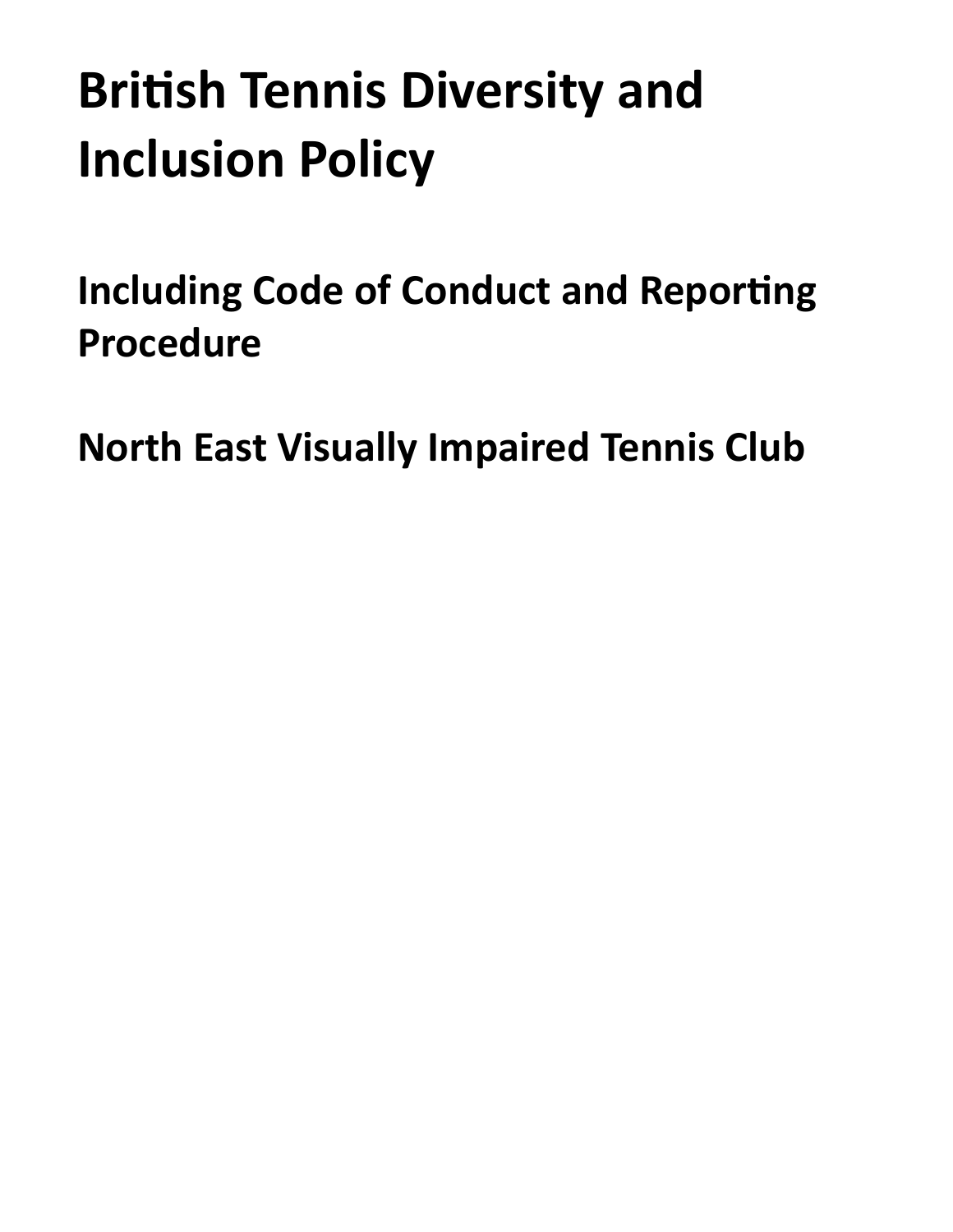# British Tennis Diversity and Inclusion Policy

## Including Code of Conduct and Reporting Procedure

## North East Visually Impaired Tennis Club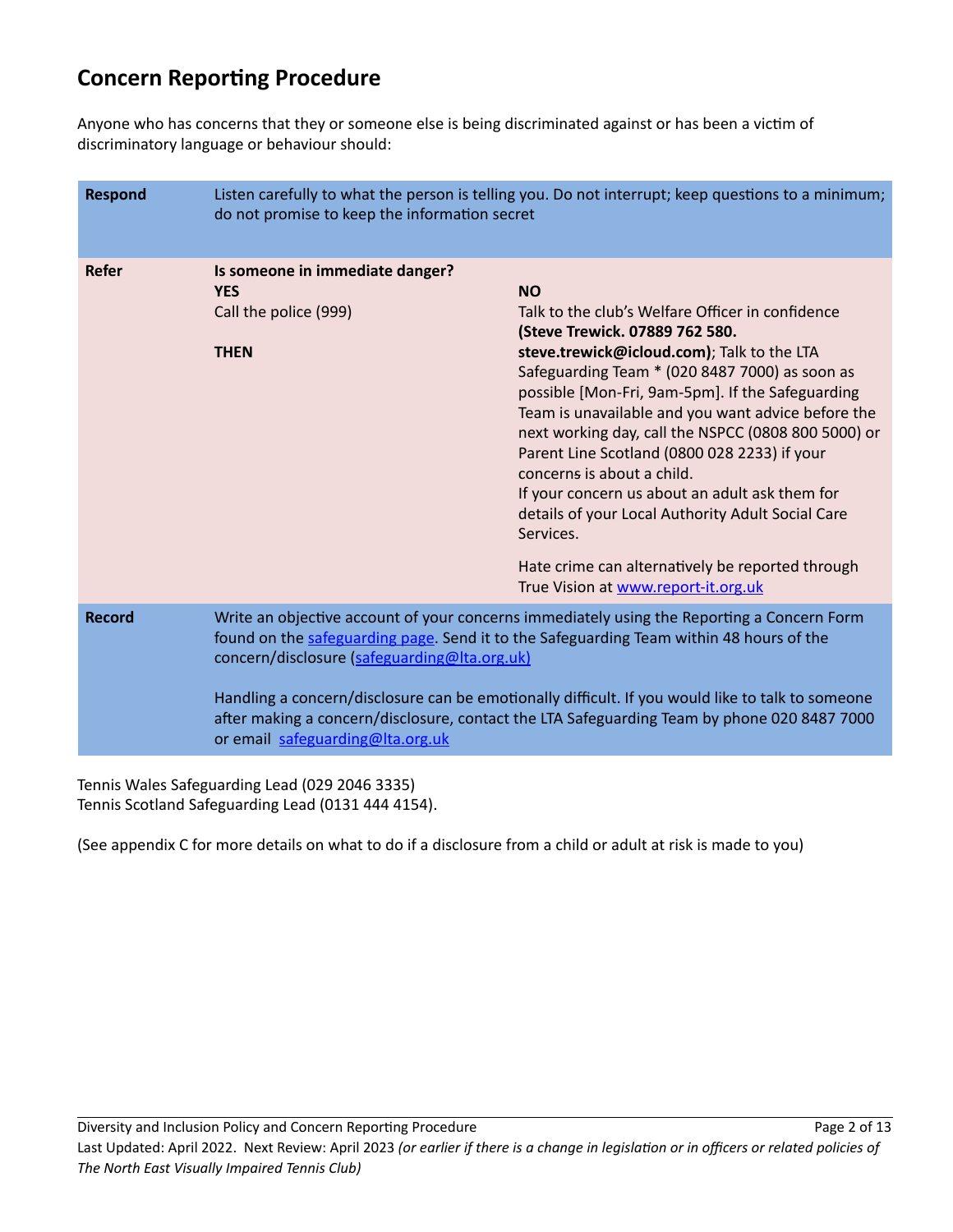# Concern Reporting Procedure

Anyone who has concerns that they or someone else is being discriminated against or has been a victim of discriminatory language or behaviour should:

| | | |
|---|---|---|
| **Respond** | Listen carefully to what the person is telling you. Do not interrupt; keep questions to a minimum; do not promise to keep the information secret | |
| **Refer** | **Is someone in immediate danger?**<br>**YES**<br>Call the police (999)<br><br>**THEN** | <br>**NO**<br>Talk to the club's Welfare Officer in confidence **(Steve Trewick. 07889 762 580. steve.trewick@icloud.com)**; Talk to the LTA Safeguarding Team * (020 8487 7000) as soon as possible [Mon-Fri, 9am-5pm]. If the Safeguarding Team is unavailable and you want advice before the next working day, call the NSPCC (0808 800 5000) or Parent Line Scotland (0800 028 2233) if your concerns is about a child.<br>If your concern us about an adult ask them for details of your Local Authority Adult Social Care Services.<br><br>Hate crime can alternatively be reported through True Vision at [www.report-it.org.uk](www.report-it.org.uk) |
| **Record** | Write an objective account of your concerns immediately using the Reporting a Concern Form found on the [safeguarding page](). Send it to the Safeguarding Team within 48 hours of the concern/disclosure ([safeguarding@lta.org.uk)](mailto:safeguarding@lta.org.uk)<br><br>Handling a concern/disclosure can be emotionally difficult. If you would like to talk to someone after making a concern/disclosure, contact the LTA Safeguarding Team by phone 020 8487 7000 or email [safeguarding@lta.org.uk](mailto:safeguarding@lta.org.uk) | |

Tennis Wales Safeguarding Lead (029 2046 3335)
Tennis Scotland Safeguarding Lead (0131 444 4154).

(See appendix C for more details on what to do if a disclosure from a child or adult at risk is made to you)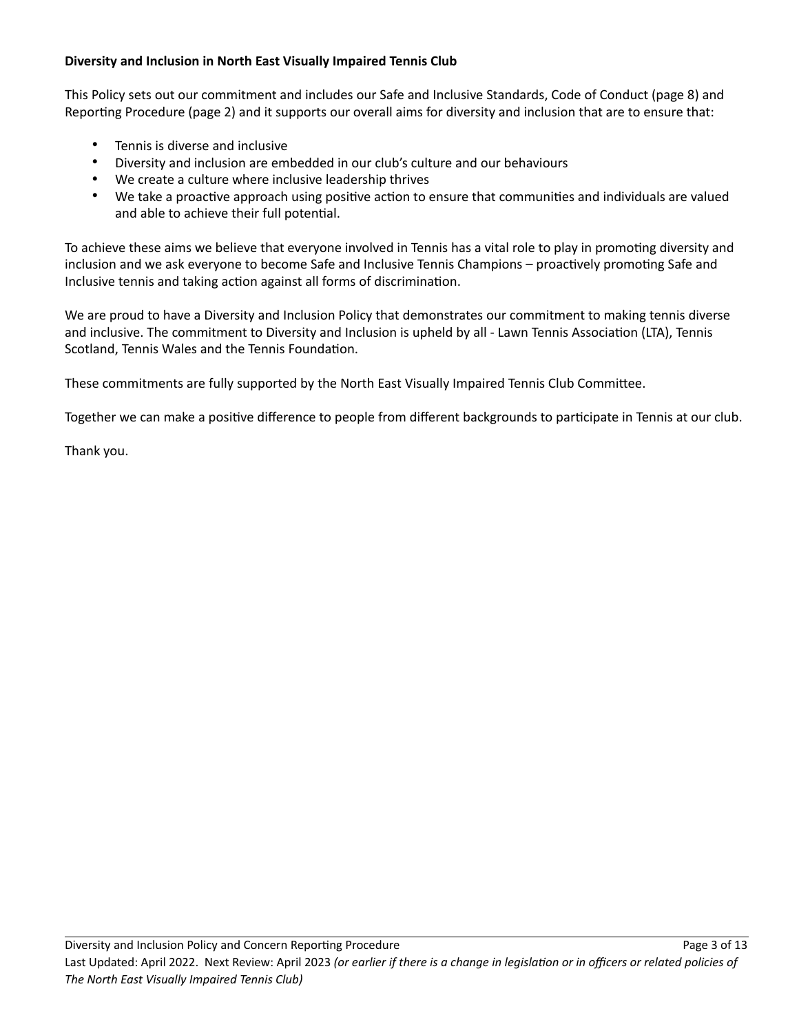**Diversity and Inclusion in North East Visually Impaired Tennis Club**

This Policy sets out our commitment and includes our Safe and Inclusive Standards, Code of Conduct (page 8) and Reporting Procedure (page 2) and it supports our overall aims for diversity and inclusion that are to ensure that:

- Tennis is diverse and inclusive
- Diversity and inclusion are embedded in our club's culture and our behaviours
- We create a culture where inclusive leadership thrives
- We take a proactive approach using positive action to ensure that communities and individuals are valued and able to achieve their full potential.

To achieve these aims we believe that everyone involved in Tennis has a vital role to play in promoting diversity and inclusion and we ask everyone to become Safe and Inclusive Tennis Champions – proactively promoting Safe and Inclusive tennis and taking action against all forms of discrimination.

We are proud to have a Diversity and Inclusion Policy that demonstrates our commitment to making tennis diverse and inclusive. The commitment to Diversity and Inclusion is upheld by all - Lawn Tennis Association (LTA), Tennis Scotland, Tennis Wales and the Tennis Foundation.

These commitments are fully supported by the North East Visually Impaired Tennis Club Committee.

Together we can make a positive difference to people from different backgrounds to participate in Tennis at our club.

Thank you.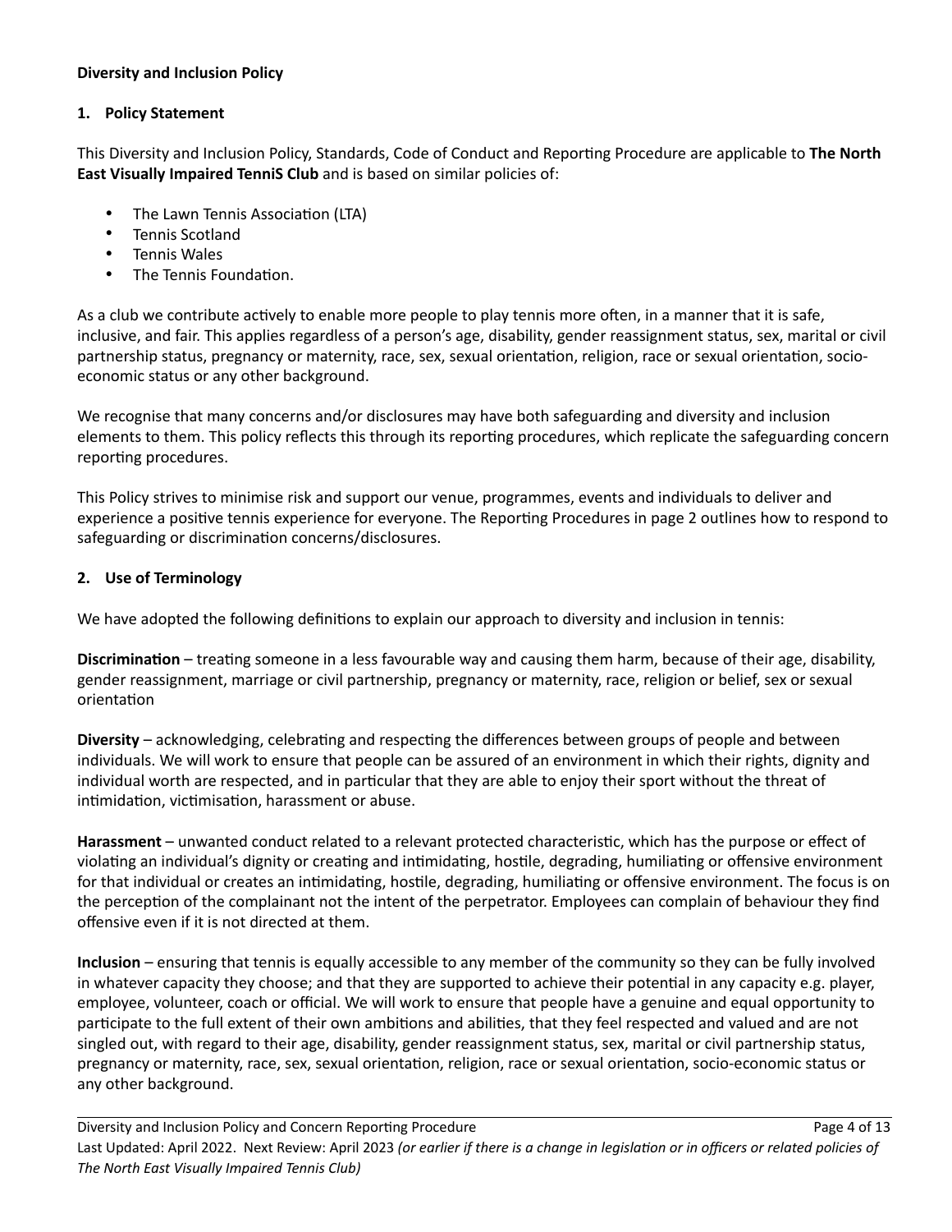**Diversity and Inclusion Policy**

**1. Policy Statement**

This Diversity and Inclusion Policy, Standards, Code of Conduct and Reporting Procedure are applicable to **The North East Visually Impaired TenniS Club** and is based on similar policies of:

- The Lawn Tennis Association (LTA)
- Tennis Scotland
- Tennis Wales
- The Tennis Foundation.

As a club we contribute actively to enable more people to play tennis more often, in a manner that it is safe, inclusive, and fair. This applies regardless of a person's age, disability, gender reassignment status, sex, marital or civil partnership status, pregnancy or maternity, race, sex, sexual orientation, religion, race or sexual orientation, socio-economic status or any other background.

We recognise that many concerns and/or disclosures may have both safeguarding and diversity and inclusion elements to them. This policy reflects this through its reporting procedures, which replicate the safeguarding concern reporting procedures.

This Policy strives to minimise risk and support our venue, programmes, events and individuals to deliver and experience a positive tennis experience for everyone. The Reporting Procedures in page 2 outlines how to respond to safeguarding or discrimination concerns/disclosures.

**2. Use of Terminology**

We have adopted the following definitions to explain our approach to diversity and inclusion in tennis:

**Discrimination** – treating someone in a less favourable way and causing them harm, because of their age, disability, gender reassignment, marriage or civil partnership, pregnancy or maternity, race, religion or belief, sex or sexual orientation

**Diversity** – acknowledging, celebrating and respecting the differences between groups of people and between individuals. We will work to ensure that people can be assured of an environment in which their rights, dignity and individual worth are respected, and in particular that they are able to enjoy their sport without the threat of intimidation, victimisation, harassment or abuse.

**Harassment** – unwanted conduct related to a relevant protected characteristic, which has the purpose or effect of violating an individual's dignity or creating and intimidating, hostile, degrading, humiliating or offensive environment for that individual or creates an intimidating, hostile, degrading, humiliating or offensive environment. The focus is on the perception of the complainant not the intent of the perpetrator. Employees can complain of behaviour they find offensive even if it is not directed at them.

**Inclusion** – ensuring that tennis is equally accessible to any member of the community so they can be fully involved in whatever capacity they choose; and that they are supported to achieve their potential in any capacity e.g. player, employee, volunteer, coach or official. We will work to ensure that people have a genuine and equal opportunity to participate to the full extent of their own ambitions and abilities, that they feel respected and valued and are not singled out, with regard to their age, disability, gender reassignment status, sex, marital or civil partnership status, pregnancy or maternity, race, sex, sexual orientation, religion, race or sexual orientation, socio-economic status or any other background.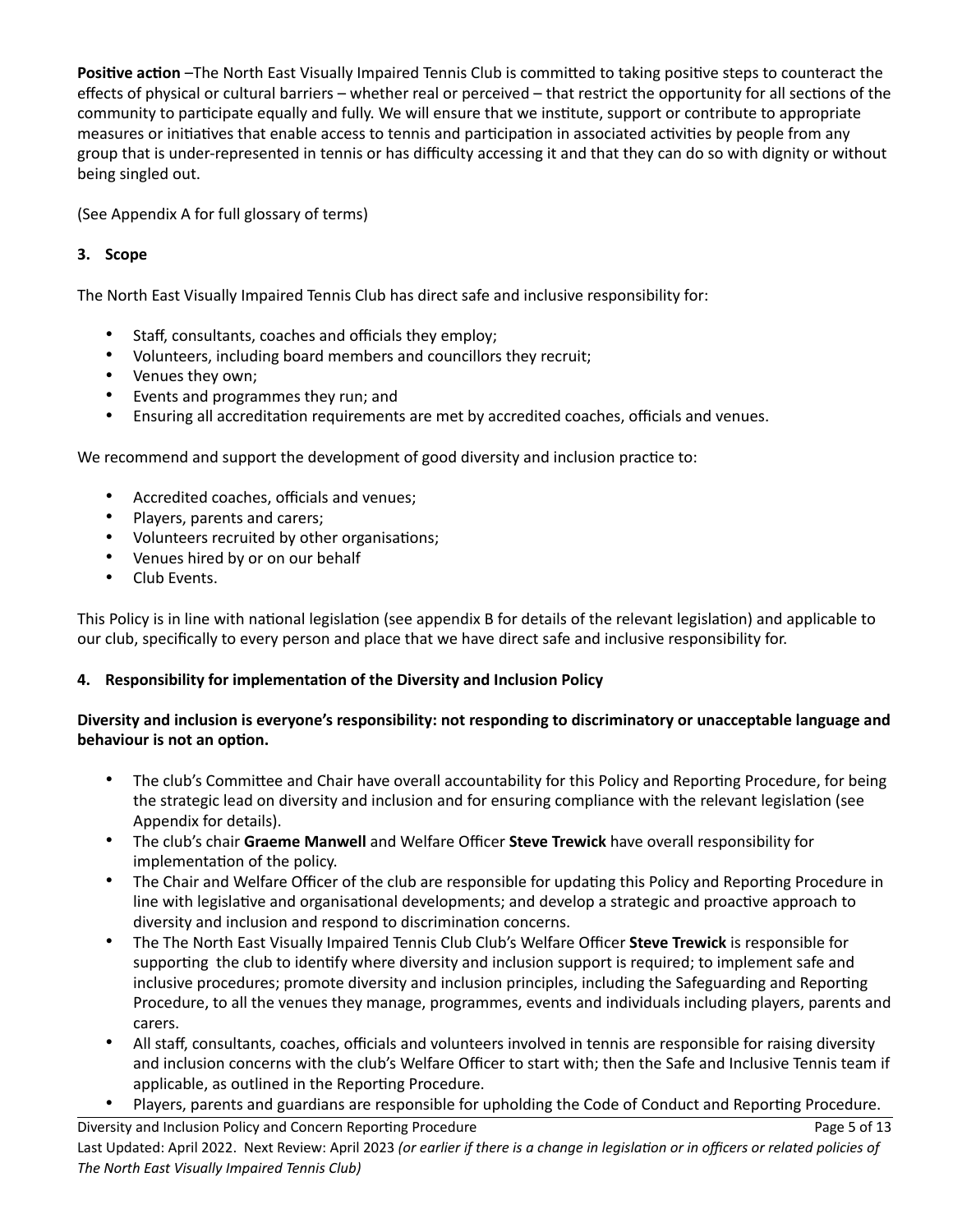**Positive action** –The North East Visually Impaired Tennis Club is committed to taking positive steps to counteract the effects of physical or cultural barriers – whether real or perceived – that restrict the opportunity for all sections of the community to participate equally and fully. We will ensure that we institute, support or contribute to appropriate measures or initiatives that enable access to tennis and participation in associated activities by people from any group that is under-represented in tennis or has difficulty accessing it and that they can do so with dignity or without being singled out.

(See Appendix A for full glossary of terms)

## 3. Scope

The North East Visually Impaired Tennis Club has direct safe and inclusive responsibility for:

- Staff, consultants, coaches and officials they employ;
- Volunteers, including board members and councillors they recruit;
- Venues they own;
- Events and programmes they run; and
- Ensuring all accreditation requirements are met by accredited coaches, officials and venues.

We recommend and support the development of good diversity and inclusion practice to:

- Accredited coaches, officials and venues;
- Players, parents and carers;
- Volunteers recruited by other organisations;
- Venues hired by or on our behalf
- Club Events.

This Policy is in line with national legislation (see appendix B for details of the relevant legislation) and applicable to our club, specifically to every person and place that we have direct safe and inclusive responsibility for.

## 4. Responsibility for implementation of the Diversity and Inclusion Policy

**Diversity and inclusion is everyone's responsibility: not responding to discriminatory or unacceptable language and behaviour is not an option.**

- The club's Committee and Chair have overall accountability for this Policy and Reporting Procedure, for being the strategic lead on diversity and inclusion and for ensuring compliance with the relevant legislation (see Appendix for details).
- The club's chair **Graeme Manwell** and Welfare Officer **Steve Trewick** have overall responsibility for implementation of the policy.
- The Chair and Welfare Officer of the club are responsible for updating this Policy and Reporting Procedure in line with legislative and organisational developments; and develop a strategic and proactive approach to diversity and inclusion and respond to discrimination concerns.
- The The North East Visually Impaired Tennis Club Club's Welfare Officer **Steve Trewick** is responsible for supporting the club to identify where diversity and inclusion support is required; to implement safe and inclusive procedures; promote diversity and inclusion principles, including the Safeguarding and Reporting Procedure, to all the venues they manage, programmes, events and individuals including players, parents and carers.
- All staff, consultants, coaches, officials and volunteers involved in tennis are responsible for raising diversity and inclusion concerns with the club's Welfare Officer to start with; then the Safe and Inclusive Tennis team if applicable, as outlined in the Reporting Procedure.
- Players, parents and guardians are responsible for upholding the Code of Conduct and Reporting Procedure.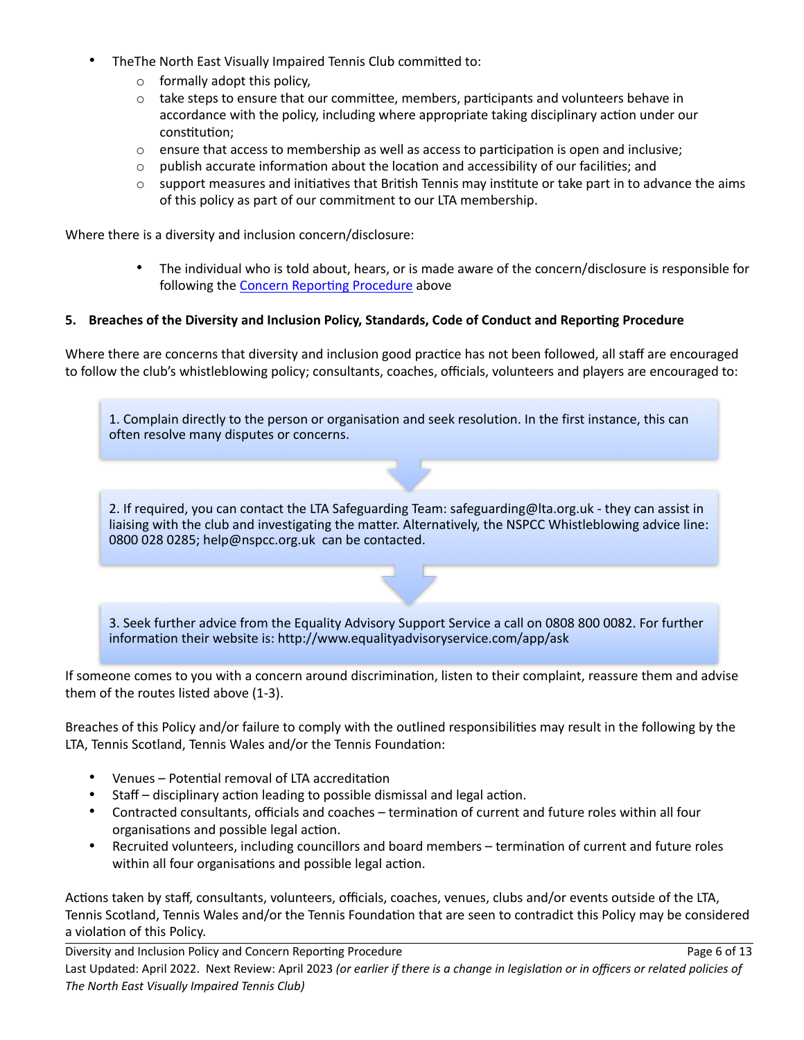- TheThe North East Visually Impaired Tennis Club committed to:
    - formally adopt this policy,
    - take steps to ensure that our committee, members, participants and volunteers behave in accordance with the policy, including where appropriate taking disciplinary action under our constitution;
    - ensure that access to membership as well as access to participation is open and inclusive;
    - publish accurate information about the location and accessibility of our facilities; and
    - support measures and initiatives that British Tennis may institute or take part in to advance the aims of this policy as part of our commitment to our LTA membership.

Where there is a diversity and inclusion concern/disclosure:

- The individual who is told about, hears, or is made aware of the concern/disclosure is responsible for following the [Concern Reporting Procedure]() above

**5. Breaches of the Diversity and Inclusion Policy, Standards, Code of Conduct and Reporting Procedure**

Where there are concerns that diversity and inclusion good practice has not been followed, all staff are encouraged to follow the club's whistleblowing policy; consultants, coaches, officials, volunteers and players are encouraged to:

1. Complain directly to the person or organisation and seek resolution. In the first instance, this can often resolve many disputes or concerns.

2. If required, you can contact the LTA Safeguarding Team: safeguarding@lta.org.uk - they can assist in liaising with the club and investigating the matter. Alternatively, the NSPCC Whistleblowing advice line: 0800 028 0285; help@nspcc.org.uk can be contacted.

3. Seek further advice from the Equality Advisory Support Service a call on 0808 800 0082. For further information their website is: http://www.equalityadvisoryservice.com/app/ask

If someone comes to you with a concern around discrimination, listen to their complaint, reassure them and advise them of the routes listed above (1-3).

Breaches of this Policy and/or failure to comply with the outlined responsibilities may result in the following by the LTA, Tennis Scotland, Tennis Wales and/or the Tennis Foundation:

- Venues – Potential removal of LTA accreditation
- Staff – disciplinary action leading to possible dismissal and legal action.
- Contracted consultants, officials and coaches – termination of current and future roles within all four organisations and possible legal action.
- Recruited volunteers, including councillors and board members – termination of current and future roles within all four organisations and possible legal action.

Actions taken by staff, consultants, volunteers, officials, coaches, venues, clubs and/or events outside of the LTA, Tennis Scotland, Tennis Wales and/or the Tennis Foundation that are seen to contradict this Policy may be considered a violation of this Policy.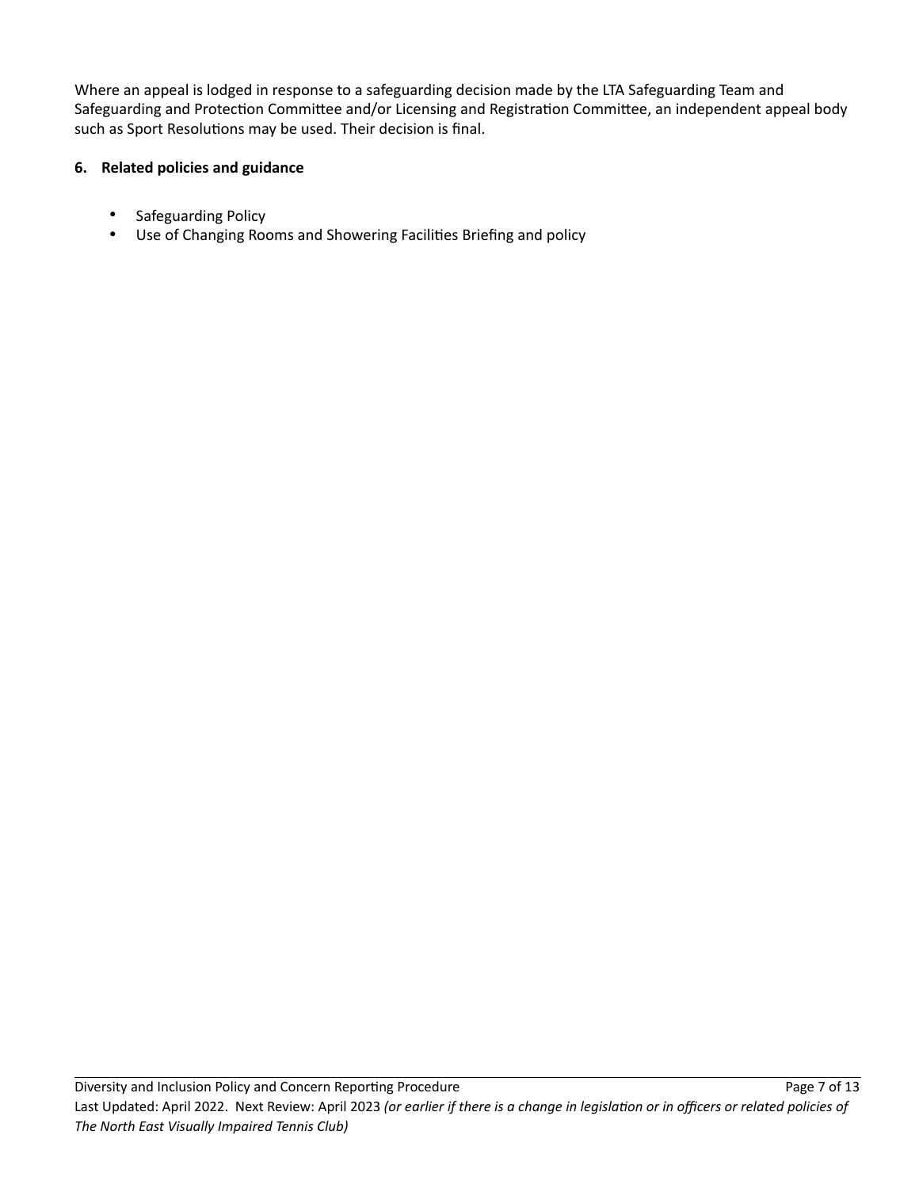Where an appeal is lodged in response to a safeguarding decision made by the LTA Safeguarding Team and Safeguarding and Protection Committee and/or Licensing and Registration Committee, an independent appeal body such as Sport Resolutions may be used. Their decision is final.

## 6. Related policies and guidance

- Safeguarding Policy
- Use of Changing Rooms and Showering Facilities Briefing and policy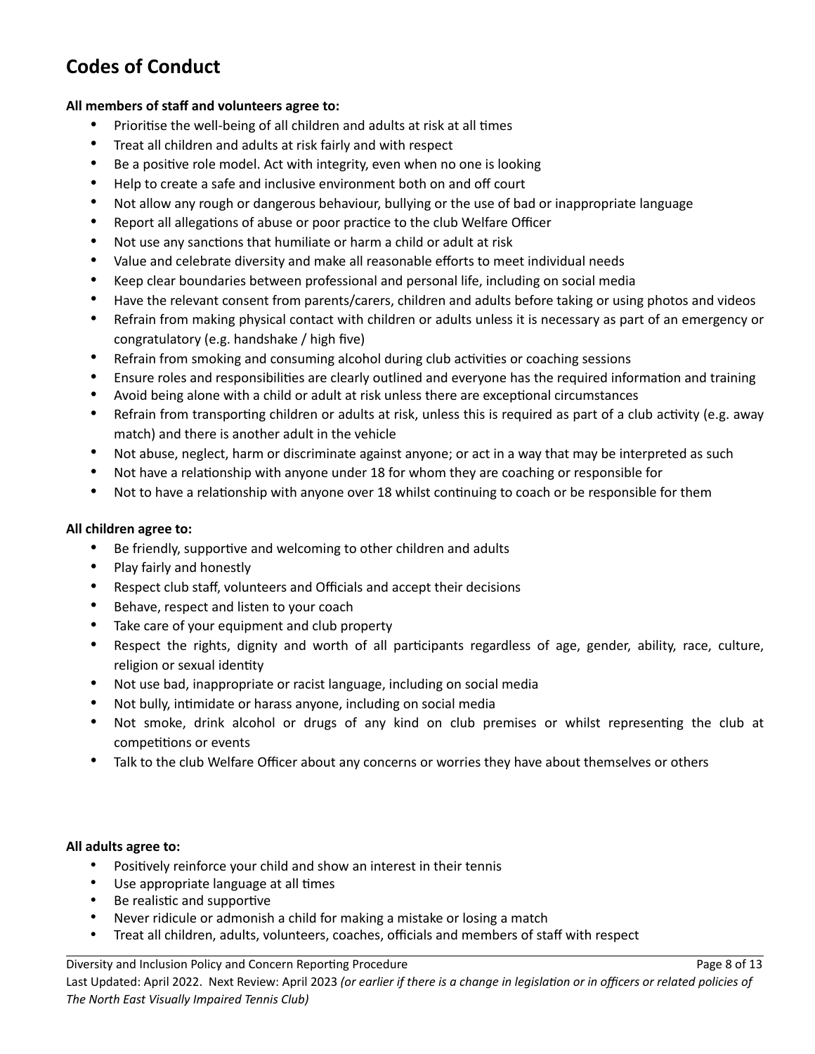## Codes of Conduct

**All members of staff and volunteers agree to:**

- Prioritise the well-being of all children and adults at risk at all times
- Treat all children and adults at risk fairly and with respect
- Be a positive role model. Act with integrity, even when no one is looking
- Help to create a safe and inclusive environment both on and off court
- Not allow any rough or dangerous behaviour, bullying or the use of bad or inappropriate language
- Report all allegations of abuse or poor practice to the club Welfare Officer
- Not use any sanctions that humiliate or harm a child or adult at risk
- Value and celebrate diversity and make all reasonable efforts to meet individual needs
- Keep clear boundaries between professional and personal life, including on social media
- Have the relevant consent from parents/carers, children and adults before taking or using photos and videos
- Refrain from making physical contact with children or adults unless it is necessary as part of an emergency or congratulatory (e.g. handshake / high five)
- Refrain from smoking and consuming alcohol during club activities or coaching sessions
- Ensure roles and responsibilities are clearly outlined and everyone has the required information and training
- Avoid being alone with a child or adult at risk unless there are exceptional circumstances
- Refrain from transporting children or adults at risk, unless this is required as part of a club activity (e.g. away match) and there is another adult in the vehicle
- Not abuse, neglect, harm or discriminate against anyone; or act in a way that may be interpreted as such
- Not have a relationship with anyone under 18 for whom they are coaching or responsible for
- Not to have a relationship with anyone over 18 whilst continuing to coach or be responsible for them

**All children agree to:**

- Be friendly, supportive and welcoming to other children and adults
- Play fairly and honestly
- Respect club staff, volunteers and Officials and accept their decisions
- Behave, respect and listen to your coach
- Take care of your equipment and club property
- Respect the rights, dignity and worth of all participants regardless of age, gender, ability, race, culture, religion or sexual identity
- Not use bad, inappropriate or racist language, including on social media
- Not bully, intimidate or harass anyone, including on social media
- Not smoke, drink alcohol or drugs of any kind on club premises or whilst representing the club at competitions or events
- Talk to the club Welfare Officer about any concerns or worries they have about themselves or others

**All adults agree to:**

- Positively reinforce your child and show an interest in their tennis
- Use appropriate language at all times
- Be realistic and supportive
- Never ridicule or admonish a child for making a mistake or losing a match
- Treat all children, adults, volunteers, coaches, officials and members of staff with respect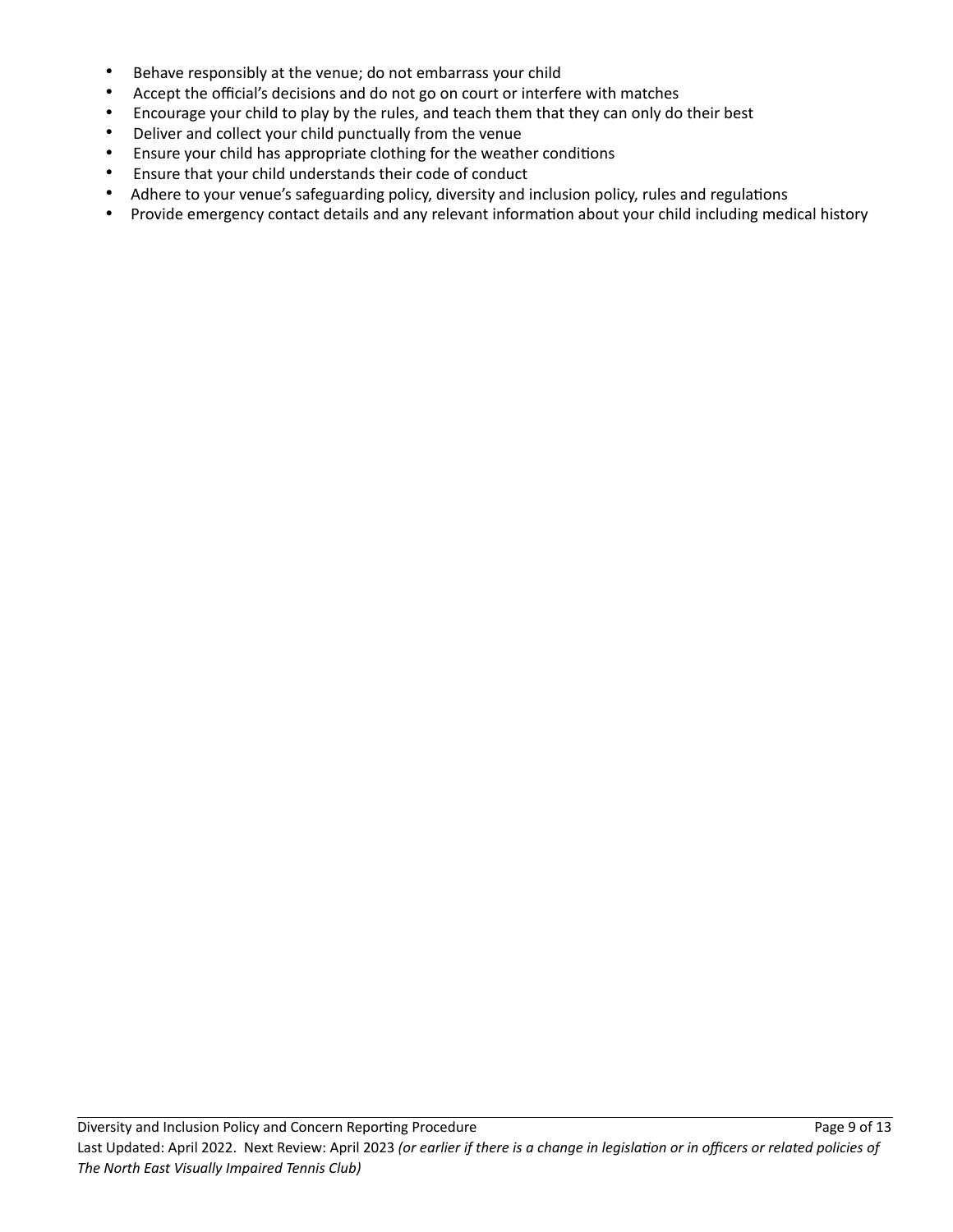- Behave responsibly at the venue; do not embarrass your child
- Accept the official's decisions and do not go on court or interfere with matches
- Encourage your child to play by the rules, and teach them that they can only do their best
- Deliver and collect your child punctually from the venue
- Ensure your child has appropriate clothing for the weather conditions
- Ensure that your child understands their code of conduct
- Adhere to your venue's safeguarding policy, diversity and inclusion policy, rules and regulations
- Provide emergency contact details and any relevant information about your child including medical history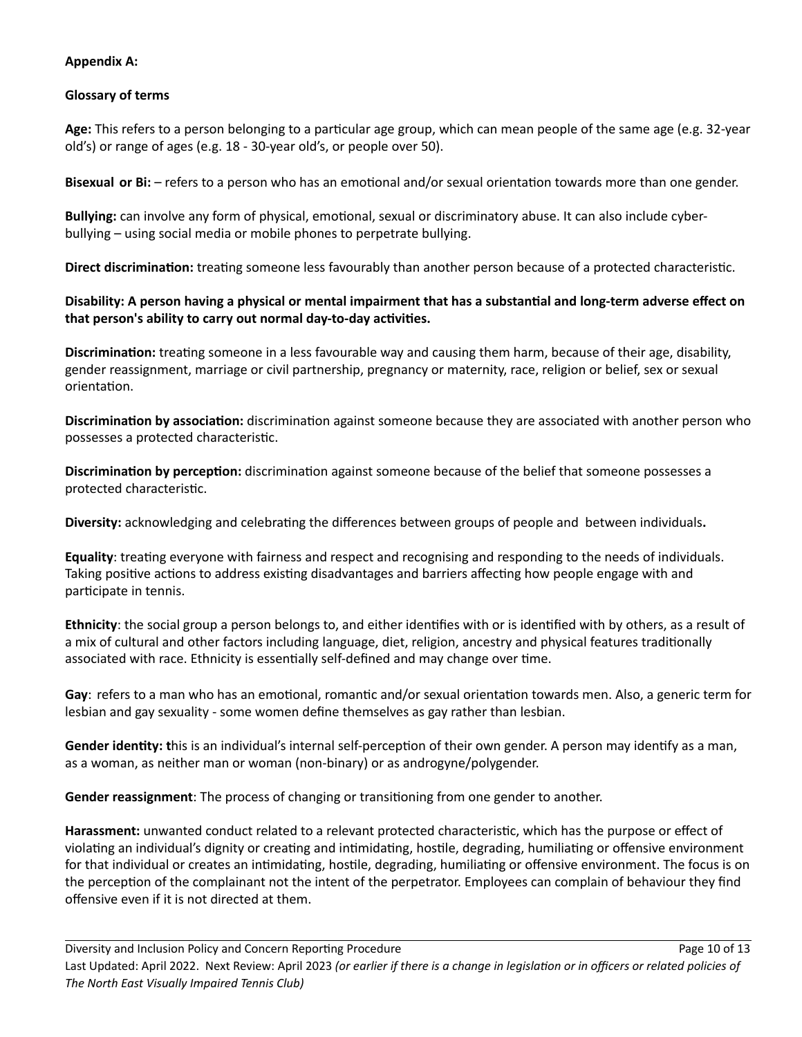**Appendix A:**

**Glossary of terms**

**Age:** This refers to a person belonging to a particular age group, which can mean people of the same age (e.g. 32-year old's) or range of ages (e.g. 18 - 30-year old's, or people over 50).

**Bisexual or Bi:** – refers to a person who has an emotional and/or sexual orientation towards more than one gender.

**Bullying:** can involve any form of physical, emotional, sexual or discriminatory abuse. It can also include cyber-bullying – using social media or mobile phones to perpetrate bullying.

**Direct discrimination:** treating someone less favourably than another person because of a protected characteristic.

**Disability: A person having a physical or mental impairment that has a substantial and long-term adverse effect on that person's ability to carry out normal day-to-day activities.**

**Discrimination:** treating someone in a less favourable way and causing them harm, because of their age, disability, gender reassignment, marriage or civil partnership, pregnancy or maternity, race, religion or belief, sex or sexual orientation.

**Discrimination by association:** discrimination against someone because they are associated with another person who possesses a protected characteristic.

**Discrimination by perception:** discrimination against someone because of the belief that someone possesses a protected characteristic.

**Diversity:** acknowledging and celebrating the differences between groups of people and between individuals**.**

**Equality**: treating everyone with fairness and respect and recognising and responding to the needs of individuals. Taking positive actions to address existing disadvantages and barriers affecting how people engage with and participate in tennis.

**Ethnicity**: the social group a person belongs to, and either identifies with or is identified with by others, as a result of a mix of cultural and other factors including language, diet, religion, ancestry and physical features traditionally associated with race. Ethnicity is essentially self-defined and may change over time.

**Gay**: refers to a man who has an emotional, romantic and/or sexual orientation towards men. Also, a generic term for lesbian and gay sexuality - some women define themselves as gay rather than lesbian.

**Gender identity: t**his is an individual's internal self-perception of their own gender. A person may identify as a man, as a woman, as neither man or woman (non-binary) or as androgyne/polygender.

**Gender reassignment**: The process of changing or transitioning from one gender to another.

**Harassment:** unwanted conduct related to a relevant protected characteristic, which has the purpose or effect of violating an individual's dignity or creating and intimidating, hostile, degrading, humiliating or offensive environment for that individual or creates an intimidating, hostile, degrading, humiliating or offensive environment. The focus is on the perception of the complainant not the intent of the perpetrator. Employees can complain of behaviour they find offensive even if it is not directed at them.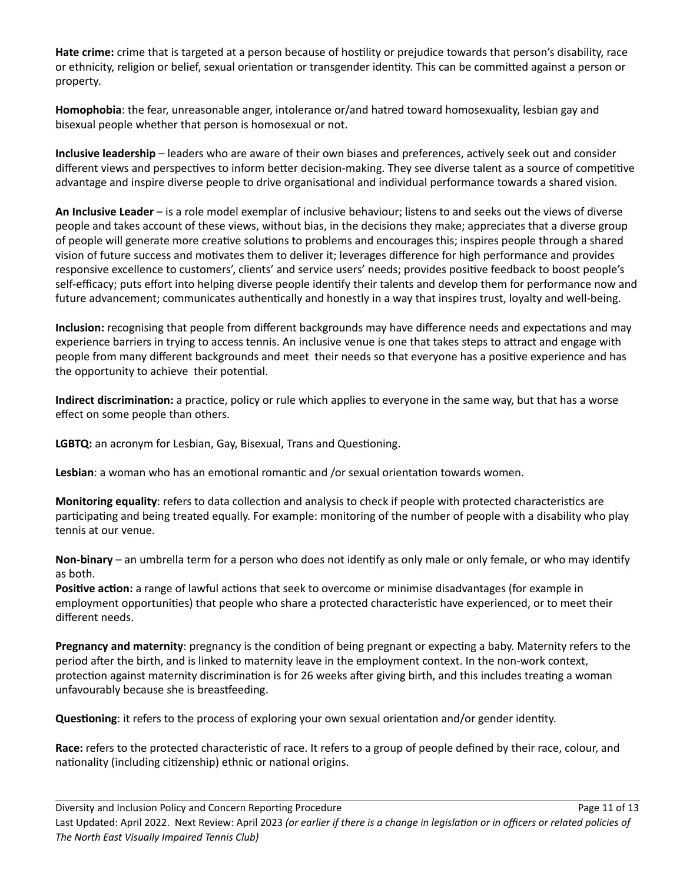**Hate crime:** crime that is targeted at a person because of hostility or prejudice towards that person's disability, race or ethnicity, religion or belief, sexual orientation or transgender identity. This can be committed against a person or property.

**Homophobia**: the fear, unreasonable anger, intolerance or/and hatred toward homosexuality, lesbian gay and bisexual people whether that person is homosexual or not.

**Inclusive leadership** – leaders who are aware of their own biases and preferences, actively seek out and consider different views and perspectives to inform better decision-making. They see diverse talent as a source of competitive advantage and inspire diverse people to drive organisational and individual performance towards a shared vision.

**An Inclusive Leader** – is a role model exemplar of inclusive behaviour; listens to and seeks out the views of diverse people and takes account of these views, without bias, in the decisions they make; appreciates that a diverse group of people will generate more creative solutions to problems and encourages this; inspires people through a shared vision of future success and motivates them to deliver it; leverages difference for high performance and provides responsive excellence to customers', clients' and service users' needs; provides positive feedback to boost people's self-efficacy; puts effort into helping diverse people identify their talents and develop them for performance now and future advancement; communicates authentically and honestly in a way that inspires trust, loyalty and well-being.

**Inclusion:** recognising that people from different backgrounds may have difference needs and expectations and may experience barriers in trying to access tennis. An inclusive venue is one that takes steps to attract and engage with people from many different backgrounds and meet their needs so that everyone has a positive experience and has the opportunity to achieve their potential.

**Indirect discrimination:** a practice, policy or rule which applies to everyone in the same way, but that has a worse effect on some people than others.

**LGBTQ:** an acronym for Lesbian, Gay, Bisexual, Trans and Questioning.

**Lesbian**: a woman who has an emotional romantic and /or sexual orientation towards women.

**Monitoring equality**: refers to data collection and analysis to check if people with protected characteristics are participating and being treated equally. For example: monitoring of the number of people with a disability who play tennis at our venue.

**Non-binary** – an umbrella term for a person who does not identify as only male or only female, or who may identify as both.

**Positive action:** a range of lawful actions that seek to overcome or minimise disadvantages (for example in employment opportunities) that people who share a protected characteristic have experienced, or to meet their different needs.

**Pregnancy and maternity**: pregnancy is the condition of being pregnant or expecting a baby. Maternity refers to the period after the birth, and is linked to maternity leave in the employment context. In the non-work context, protection against maternity discrimination is for 26 weeks after giving birth, and this includes treating a woman unfavourably because she is breastfeeding.

**Questioning**: it refers to the process of exploring your own sexual orientation and/or gender identity.

**Race:** refers to the protected characteristic of race. It refers to a group of people defined by their race, colour, and nationality (including citizenship) ethnic or national origins.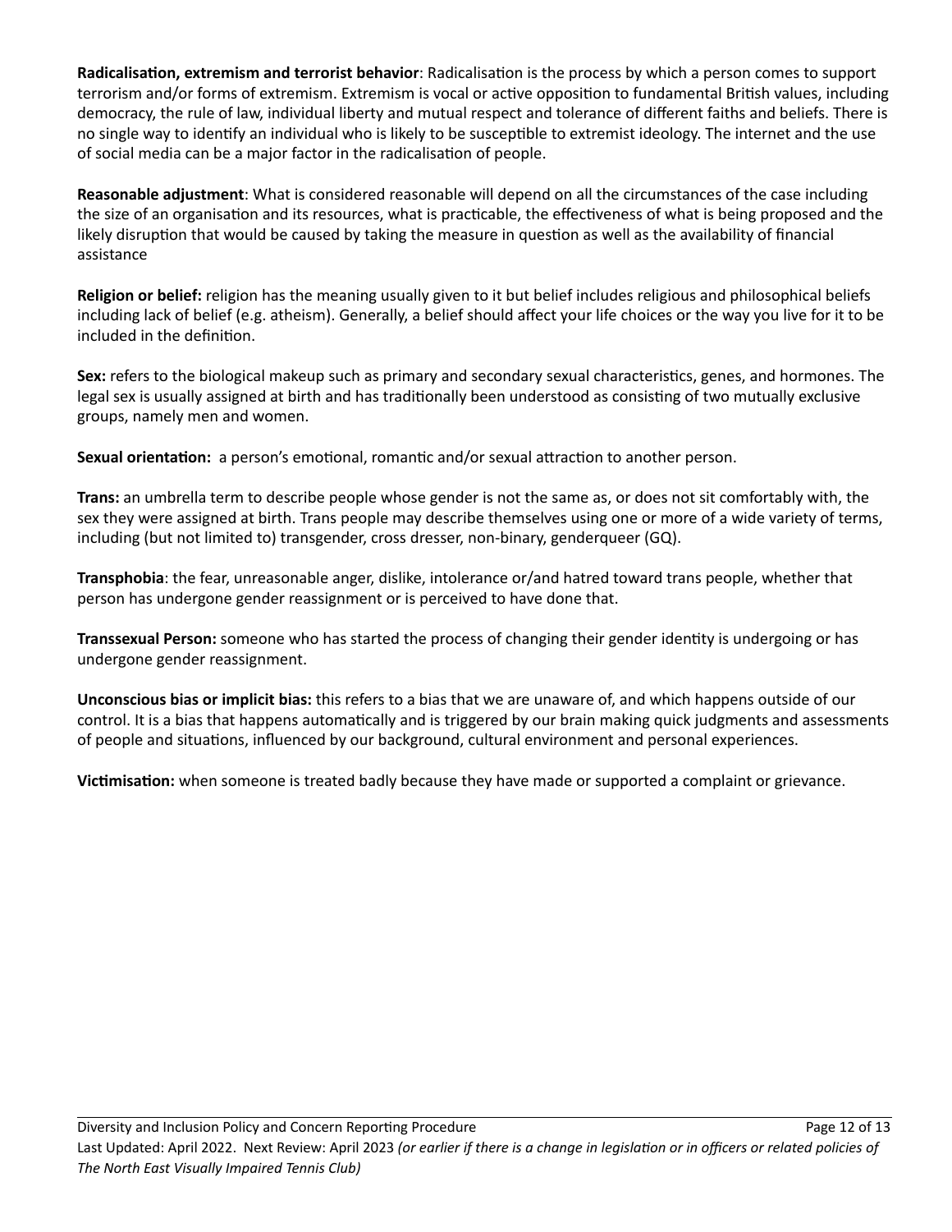**Radicalisation, extremism and terrorist behavior**: Radicalisation is the process by which a person comes to support terrorism and/or forms of extremism. Extremism is vocal or active opposition to fundamental British values, including democracy, the rule of law, individual liberty and mutual respect and tolerance of different faiths and beliefs. There is no single way to identify an individual who is likely to be susceptible to extremist ideology. The internet and the use of social media can be a major factor in the radicalisation of people.

**Reasonable adjustment**: What is considered reasonable will depend on all the circumstances of the case including the size of an organisation and its resources, what is practicable, the effectiveness of what is being proposed and the likely disruption that would be caused by taking the measure in question as well as the availability of financial assistance

**Religion or belief:** religion has the meaning usually given to it but belief includes religious and philosophical beliefs including lack of belief (e.g. atheism). Generally, a belief should affect your life choices or the way you live for it to be included in the definition.

**Sex:** refers to the biological makeup such as primary and secondary sexual characteristics, genes, and hormones. The legal sex is usually assigned at birth and has traditionally been understood as consisting of two mutually exclusive groups, namely men and women.

**Sexual orientation:** a person's emotional, romantic and/or sexual attraction to another person.

**Trans:** an umbrella term to describe people whose gender is not the same as, or does not sit comfortably with, the sex they were assigned at birth. Trans people may describe themselves using one or more of a wide variety of terms, including (but not limited to) transgender, cross dresser, non-binary, genderqueer (GQ).

**Transphobia**: the fear, unreasonable anger, dislike, intolerance or/and hatred toward trans people, whether that person has undergone gender reassignment or is perceived to have done that.

**Transsexual Person:** someone who has started the process of changing their gender identity is undergoing or has undergone gender reassignment.

**Unconscious bias or implicit bias:** this refers to a bias that we are unaware of, and which happens outside of our control. It is a bias that happens automatically and is triggered by our brain making quick judgments and assessments of people and situations, influenced by our background, cultural environment and personal experiences.

**Victimisation:** when someone is treated badly because they have made or supported a complaint or grievance.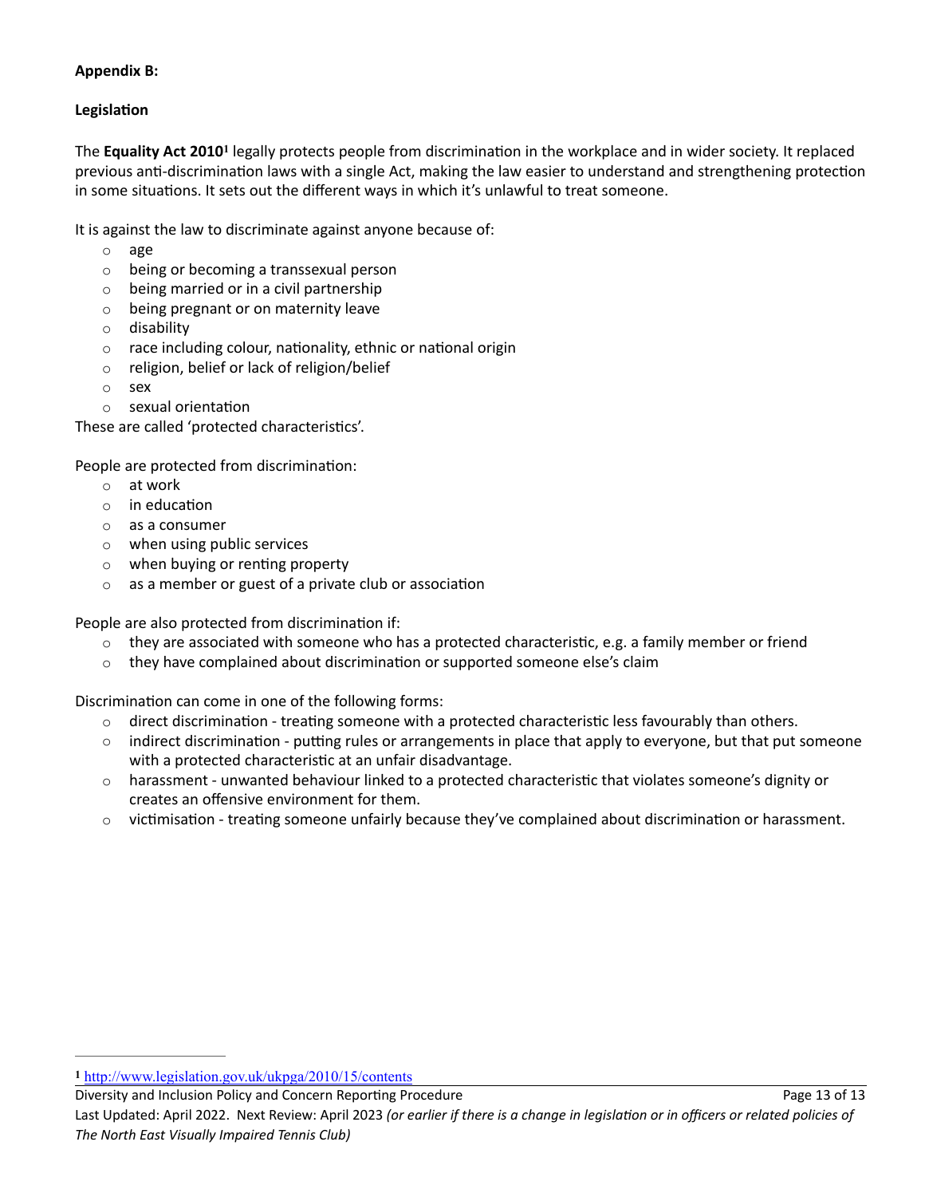**Appendix B:**

**Legislation**

The **Equality Act 2010**[1] legally protects people from discrimination in the workplace and in wider society. It replaced previous anti-discrimination laws with a single Act, making the law easier to understand and strengthening protection in some situations. It sets out the different ways in which it's unlawful to treat someone.

It is against the law to discriminate against anyone because of:

- age
- being or becoming a transsexual person
- being married or in a civil partnership
- being pregnant or on maternity leave
- disability
- race including colour, nationality, ethnic or national origin
- religion, belief or lack of religion/belief
- sex
- sexual orientation

These are called 'protected characteristics'.

People are protected from discrimination:

- at work
- in education
- as a consumer
- when using public services
- when buying or renting property
- as a member or guest of a private club or association

People are also protected from discrimination if:

- they are associated with someone who has a protected characteristic, e.g. a family member or friend
- they have complained about discrimination or supported someone else's claim

Discrimination can come in one of the following forms:

- direct discrimination - treating someone with a protected characteristic less favourably than others.
- indirect discrimination - putting rules or arrangements in place that apply to everyone, but that put someone with a protected characteristic at an unfair disadvantage.
- harassment - unwanted behaviour linked to a protected characteristic that violates someone's dignity or creates an offensive environment for them.
- victimisation - treating someone unfairly because they've complained about discrimination or harassment.

---

[1] http://www.legislation.gov.uk/ukpga/2010/15/contents